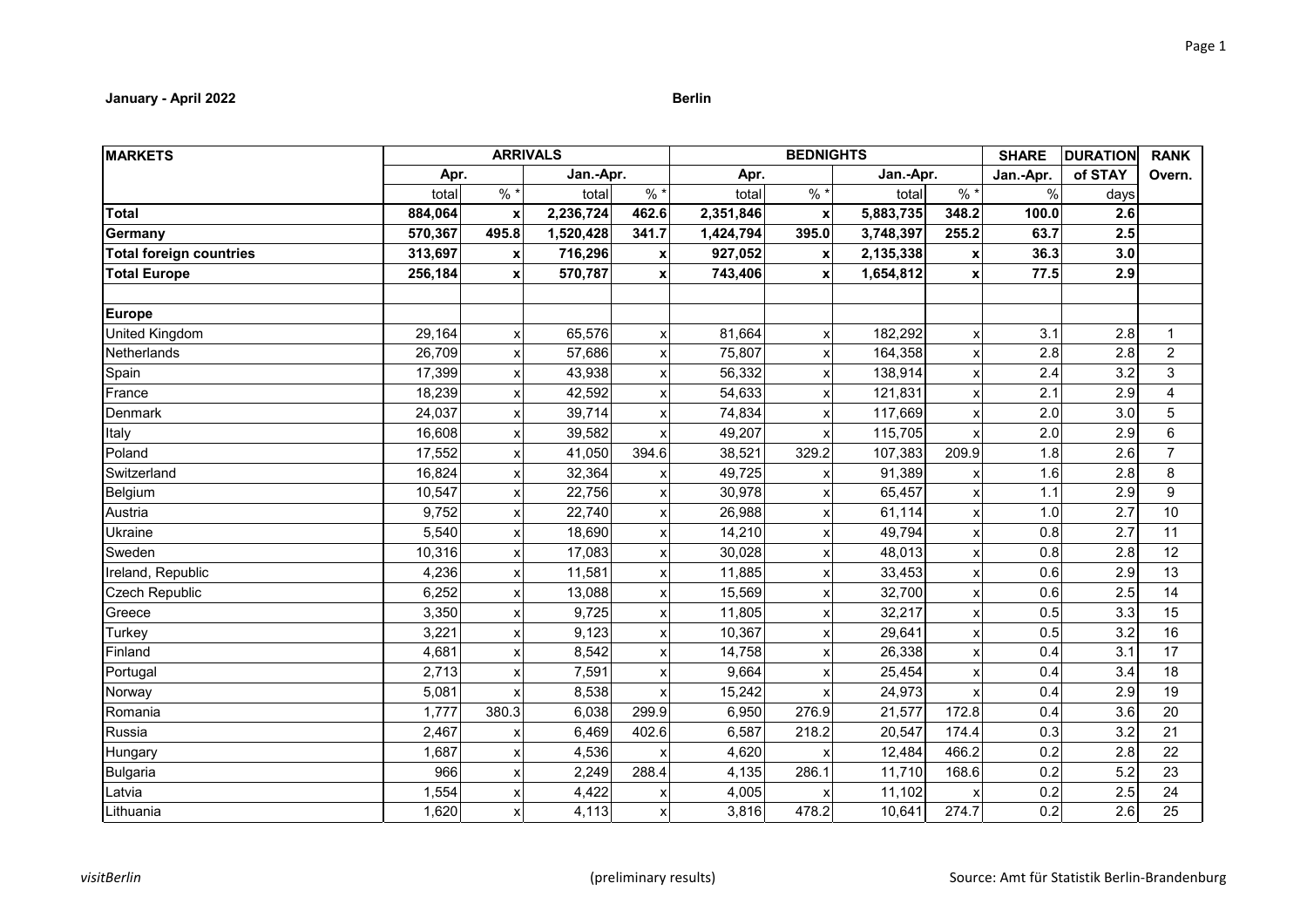**January - April 2022** **Berlin**

| MARKETS | ARRIVALS | | | | BEDNIGHTS | | | | SHARE | DURATION | RANK |
|---|---|---|---|---|---|---|---|---|---|---|---|
| | Apr. | | Jan.-Apr. | | Apr. | | Jan.-Apr. | | Jan.-Apr. | of STAY | Overn. |
| | total | % * | total | % * | total | % * | total | % * | % | days | |
| **Total** | **884,064** | **x** | **2,236,724** | **462.6** | **2,351,846** | **x** | **5,883,735** | **348.2** | **100.0** | **2.6** | |
| **Germany** | **570,367** | **495.8** | **1,520,428** | **341.7** | **1,424,794** | **395.0** | **3,748,397** | **255.2** | **63.7** | **2.5** | |
| **Total foreign countries** | **313,697** | **x** | **716,296** | **x** | **927,052** | **x** | **2,135,338** | **x** | **36.3** | **3.0** | |
| **Total Europe** | **256,184** | **x** | **570,787** | **x** | **743,406** | **x** | **1,654,812** | **x** | **77.5** | **2.9** | |
| | | | | | | | | | | | |
| **Europe** | | | | | | | | | | | |
| United Kingdom | 29,164 | x | 65,576 | x | 81,664 | x | 182,292 | x | 3.1 | 2.8 | 1 |
| Netherlands | 26,709 | x | 57,686 | x | 75,807 | x | 164,358 | x | 2.8 | 2.8 | 2 |
| Spain | 17,399 | x | 43,938 | x | 56,332 | x | 138,914 | x | 2.4 | 3.2 | 3 |
| France | 18,239 | x | 42,592 | x | 54,633 | x | 121,831 | x | 2.1 | 2.9 | 4 |
| Denmark | 24,037 | x | 39,714 | x | 74,834 | x | 117,669 | x | 2.0 | 3.0 | 5 |
| Italy | 16,608 | x | 39,582 | x | 49,207 | x | 115,705 | x | 2.0 | 2.9 | 6 |
| Poland | 17,552 | x | 41,050 | 394.6 | 38,521 | 329.2 | 107,383 | 209.9 | 1.8 | 2.6 | 7 |
| Switzerland | 16,824 | x | 32,364 | x | 49,725 | x | 91,389 | x | 1.6 | 2.8 | 8 |
| Belgium | 10,547 | x | 22,756 | x | 30,978 | x | 65,457 | x | 1.1 | 2.9 | 9 |
| Austria | 9,752 | x | 22,740 | x | 26,988 | x | 61,114 | x | 1.0 | 2.7 | 10 |
| Ukraine | 5,540 | x | 18,690 | x | 14,210 | x | 49,794 | x | 0.8 | 2.7 | 11 |
| Sweden | 10,316 | x | 17,083 | x | 30,028 | x | 48,013 | x | 0.8 | 2.8 | 12 |
| Ireland, Republic | 4,236 | x | 11,581 | x | 11,885 | x | 33,453 | x | 0.6 | 2.9 | 13 |
| Czech Republic | 6,252 | x | 13,088 | x | 15,569 | x | 32,700 | x | 0.6 | 2.5 | 14 |
| Greece | 3,350 | x | 9,725 | x | 11,805 | x | 32,217 | x | 0.5 | 3.3 | 15 |
| Turkey | 3,221 | x | 9,123 | x | 10,367 | x | 29,641 | x | 0.5 | 3.2 | 16 |
| Finland | 4,681 | x | 8,542 | x | 14,758 | x | 26,338 | x | 0.4 | 3.1 | 17 |
| Portugal | 2,713 | x | 7,591 | x | 9,664 | x | 25,454 | x | 0.4 | 3.4 | 18 |
| Norway | 5,081 | x | 8,538 | x | 15,242 | x | 24,973 | x | 0.4 | 2.9 | 19 |
| Romania | 1,777 | 380.3 | 6,038 | 299.9 | 6,950 | 276.9 | 21,577 | 172.8 | 0.4 | 3.6 | 20 |
| Russia | 2,467 | x | 6,469 | 402.6 | 6,587 | 218.2 | 20,547 | 174.4 | 0.3 | 3.2 | 21 |
| Hungary | 1,687 | x | 4,536 | x | 4,620 | x | 12,484 | 466.2 | 0.2 | 2.8 | 22 |
| Bulgaria | 966 | x | 2,249 | 288.4 | 4,135 | 286.1 | 11,710 | 168.6 | 0.2 | 5.2 | 23 |
| Latvia | 1,554 | x | 4,422 | x | 4,005 | x | 11,102 | x | 0.2 | 2.5 | 24 |
| Lithuania | 1,620 | x | 4,113 | x | 3,816 | 478.2 | 10,641 | 274.7 | 0.2 | 2.6 | 25 |

*visitBerlin* (preliminary results) Source: Amt für Statistik Berlin-Brandenburg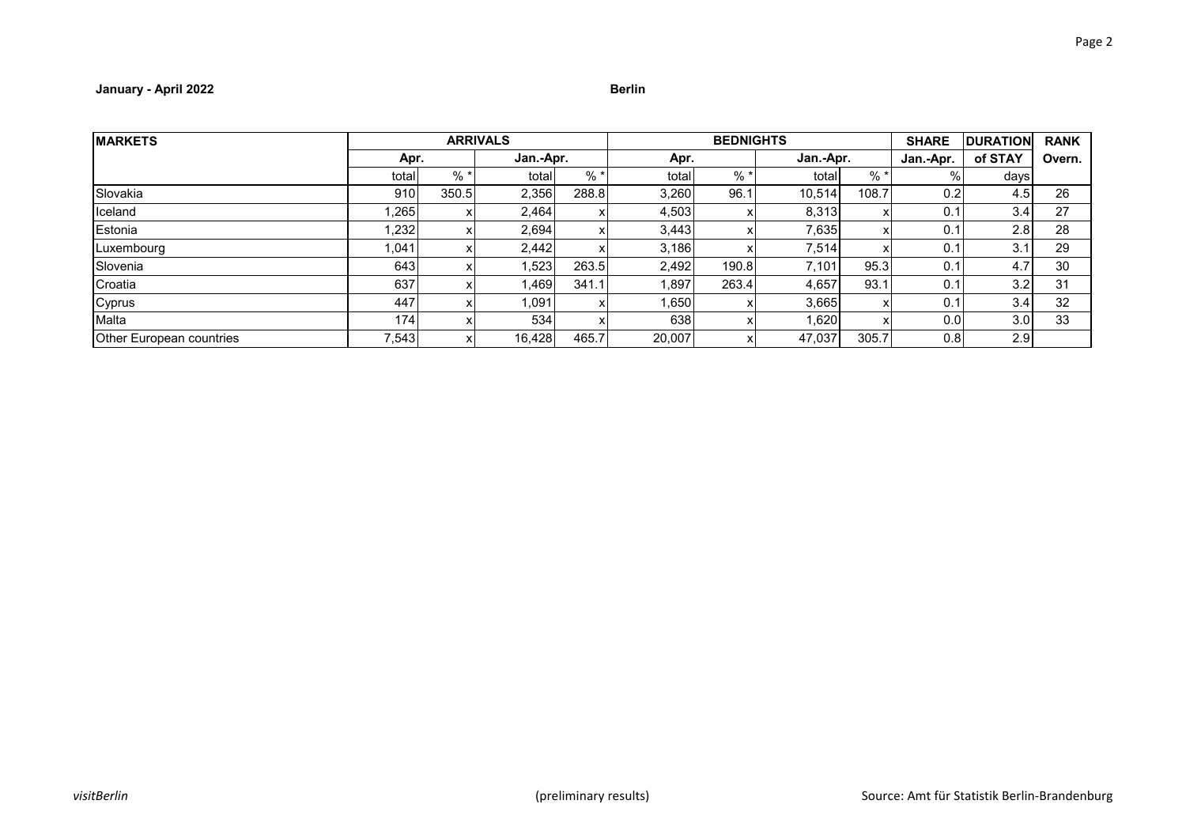**January - April 2022** **Berlin**

| MARKETS | ARRIVALS | | | | BEDNIGHTS | | | | SHARE | DURATION | RANK |
|---|---|---|---|---|---|---|---|---|---|---|---|
| | Apr. | | Jan.-Apr. | | Apr. | | Jan.-Apr. | | Jan.-Apr. | of STAY | Overn. |
| | total | % * | total | % * | total | % * | total | % * | % | days | |
| Slovakia | 910 | 350.5 | 2,356 | 288.8 | 3,260 | 96.1 | 10,514 | 108.7 | 0.2 | 4.5 | 26 |
| Iceland | 1,265 | x | 2,464 | x | 4,503 | x | 8,313 | x | 0.1 | 3.4 | 27 |
| Estonia | 1,232 | x | 2,694 | x | 3,443 | x | 7,635 | x | 0.1 | 2.8 | 28 |
| Luxembourg | 1,041 | x | 2,442 | x | 3,186 | x | 7,514 | x | 0.1 | 3.1 | 29 |
| Slovenia | 643 | x | 1,523 | 263.5 | 2,492 | 190.8 | 7,101 | 95.3 | 0.1 | 4.7 | 30 |
| Croatia | 637 | x | 1,469 | 341.1 | 1,897 | 263.4 | 4,657 | 93.1 | 0.1 | 3.2 | 31 |
| Cyprus | 447 | x | 1,091 | x | 1,650 | x | 3,665 | x | 0.1 | 3.4 | 32 |
| Malta | 174 | x | 534 | x | 638 | x | 1,620 | x | 0.0 | 3.0 | 33 |
| Other European countries | 7,543 | x | 16,428 | 465.7 | 20,007 | x | 47,037 | 305.7 | 0.8 | 2.9 | |

*visitBerlin* (preliminary results) Source: Amt für Statistik Berlin-Brandenburg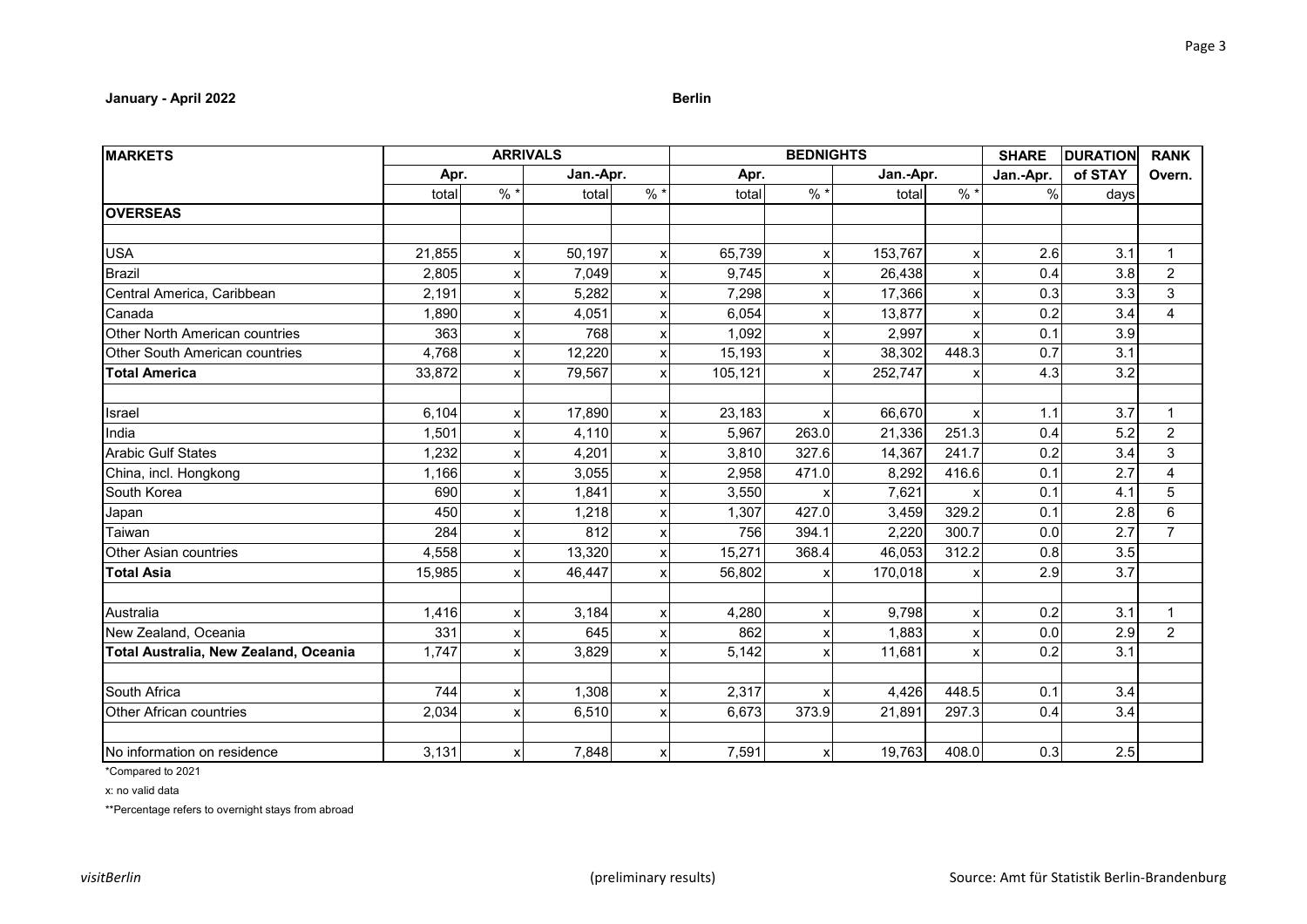**January - April 2022**

**Berlin**

| MARKETS | ARRIVALS | | | | BEDNIGHTS | | | | SHARE | DURATION | RANK |
|---|---|---|---|---|---|---|---|---|---|---|---|
| | Apr. | | Jan.-Apr. | | Apr. | | Jan.-Apr. | | Jan.-Apr. | of STAY | Overn. |
| | total | % * | total | % * | total | % * | total | % * | % | days | |
| **OVERSEAS** | | | | | | | | | | | |
| | | | | | | | | | | | |
| USA | 21,855 | x | 50,197 | x | 65,739 | x | 153,767 | x | 2.6 | 3.1 | 1 |
| Brazil | 2,805 | x | 7,049 | x | 9,745 | x | 26,438 | x | 0.4 | 3.8 | 2 |
| Central America, Caribbean | 2,191 | x | 5,282 | x | 7,298 | x | 17,366 | x | 0.3 | 3.3 | 3 |
| Canada | 1,890 | x | 4,051 | x | 6,054 | x | 13,877 | x | 0.2 | 3.4 | 4 |
| Other North American countries | 363 | x | 768 | x | 1,092 | x | 2,997 | x | 0.1 | 3.9 | |
| Other South American countries | 4,768 | x | 12,220 | x | 15,193 | x | 38,302 | 448.3 | 0.7 | 3.1 | |
| **Total America** | 33,872 | x | 79,567 | x | 105,121 | x | 252,747 | x | 4.3 | 3.2 | |
| | | | | | | | | | | | |
| Israel | 6,104 | x | 17,890 | x | 23,183 | x | 66,670 | x | 1.1 | 3.7 | 1 |
| India | 1,501 | x | 4,110 | x | 5,967 | 263.0 | 21,336 | 251.3 | 0.4 | 5.2 | 2 |
| Arabic Gulf States | 1,232 | x | 4,201 | x | 3,810 | 327.6 | 14,367 | 241.7 | 0.2 | 3.4 | 3 |
| China, incl. Hongkong | 1,166 | x | 3,055 | x | 2,958 | 471.0 | 8,292 | 416.6 | 0.1 | 2.7 | 4 |
| South Korea | 690 | x | 1,841 | x | 3,550 | x | 7,621 | x | 0.1 | 4.1 | 5 |
| Japan | 450 | x | 1,218 | x | 1,307 | 427.0 | 3,459 | 329.2 | 0.1 | 2.8 | 6 |
| Taiwan | 284 | x | 812 | x | 756 | 394.1 | 2,220 | 300.7 | 0.0 | 2.7 | 7 |
| Other Asian countries | 4,558 | x | 13,320 | x | 15,271 | 368.4 | 46,053 | 312.2 | 0.8 | 3.5 | |
| **Total Asia** | 15,985 | x | 46,447 | x | 56,802 | x | 170,018 | x | 2.9 | 3.7 | |
| | | | | | | | | | | | |
| Australia | 1,416 | x | 3,184 | x | 4,280 | x | 9,798 | x | 0.2 | 3.1 | 1 |
| New Zealand, Oceania | 331 | x | 645 | x | 862 | x | 1,883 | x | 0.0 | 2.9 | 2 |
| **Total Australia, New Zealand, Oceania** | 1,747 | x | 3,829 | x | 5,142 | x | 11,681 | x | 0.2 | 3.1 | |
| | | | | | | | | | | | |
| South Africa | 744 | x | 1,308 | x | 2,317 | x | 4,426 | 448.5 | 0.1 | 3.4 | |
| Other African countries | 2,034 | x | 6,510 | x | 6,673 | 373.9 | 21,891 | 297.3 | 0.4 | 3.4 | |
| | | | | | | | | | | | |
| No information on residence | 3,131 | x | 7,848 | x | 7,591 | x | 19,763 | 408.0 | 0.3 | 2.5 | |

*Compared to 2021

x: no valid data

**Percentage refers to overnight stays from abroad

*visitBerlin* (preliminary results) Source: Amt für Statistik Berlin-Brandenburg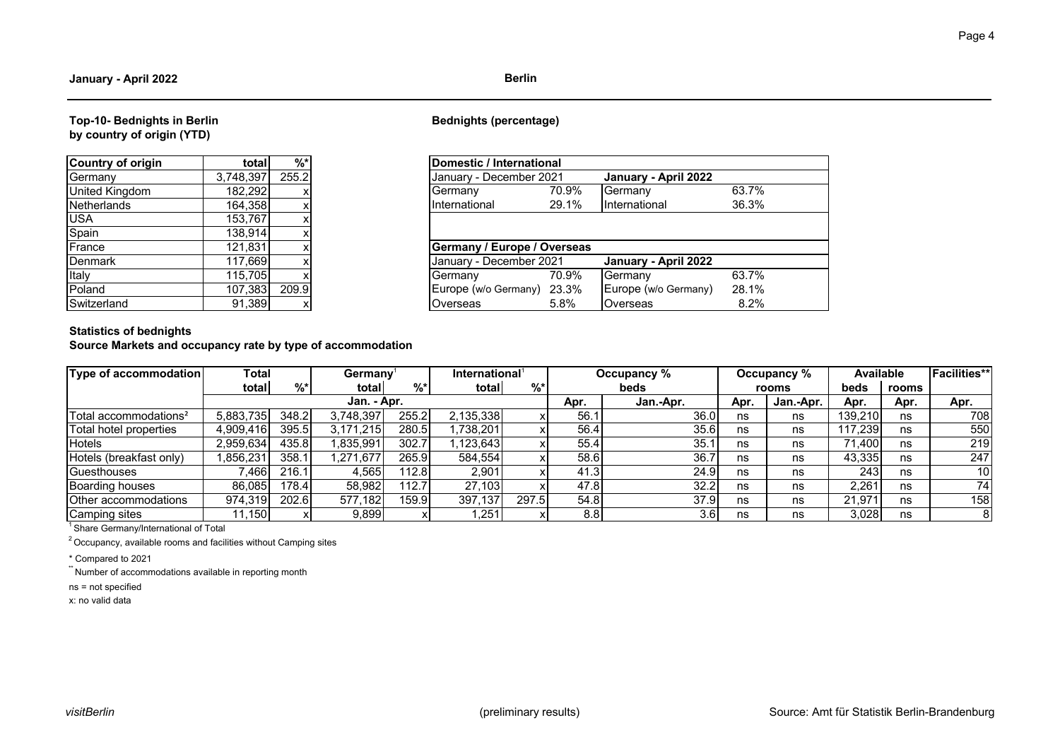**January - April 2022** **Berlin**

### Top-10- Bednights in Berlin by country of origin (YTD)

| Country of origin | total | %* |
|---|---|---|
| Germany | 3,748,397 | 255.2 |
| United Kingdom | 182,292 | x |
| Netherlands | 164,358 | x |
| USA | 153,767 | x |
| Spain | 138,914 | x |
| France | 121,831 | x |
| Denmark | 117,669 | x |
| Italy | 115,705 | x |
| Poland | 107,383 | 209.9 |
| Switzerland | 91,389 | x |

### Bednights (percentage)

| Domestic / International | | | |
|---|---|---|---|
| January - December 2021 | | January - April 2022 | |
| Germany | 70.9% | Germany | 63.7% |
| International | 29.1% | International | 36.3% |

| Germany / Europe / Overseas | | | |
|---|---|---|---|
| January - December 2021 | | January - April 2022 | |
| Germany | 70.9% | Germany | 63.7% |
| Europe (w/o Germany) | 23.3% | Europe (w/o Germany) | 28.1% |
| Overseas | 5.8% | Overseas | 8.2% |

### Statistics of bednights
**Source Markets and occupancy rate by type of accommodation**

| Type of accommodation | Total | | Germany[1] | | International[1] | | Occupancy % beds | | Occupancy % rooms | | Available beds | Available rooms | Facilities** |
|---|---|---|---|---|---|---|---|---|---|---|---|---|---|
| | total | %* | total | %* | total | %* | Apr. | Jan.-Apr. | Apr. | Jan.-Apr. | Apr. | Apr. | Apr. |
| | Jan. - Apr. | | | | | | | | | | | | |
| Total accommodations² | 5,883,735 | 348.2 | 3,748,397 | 255.2 | 2,135,338 | x | 56.1 | 36.0 | ns | ns | 139,210 | ns | 708 |
| Total hotel properties | 4,909,416 | 395.5 | 3,171,215 | 280.5 | 1,738,201 | x | 56.4 | 35.6 | ns | ns | 117,239 | ns | 550 |
| Hotels | 2,959,634 | 435.8 | 1,835,991 | 302.7 | 1,123,643 | x | 55.4 | 35.1 | ns | ns | 71,400 | ns | 219 |
| Hotels (breakfast only) | 1,856,231 | 358.1 | 1,271,677 | 265.9 | 584,554 | x | 58.6 | 36.7 | ns | ns | 43,335 | ns | 247 |
| Guesthouses | 7,466 | 216.1 | 4,565 | 112.8 | 2,901 | x | 41.3 | 24.9 | ns | ns | 243 | ns | 10 |
| Boarding houses | 86,085 | 178.4 | 58,982 | 112.7 | 27,103 | x | 47.8 | 32.2 | ns | ns | 2,261 | ns | 74 |
| Other accommodations | 974,319 | 202.6 | 577,182 | 159.9 | 397,137 | 297.5 | 54.8 | 37.9 | ns | ns | 21,971 | ns | 158 |
| Camping sites | 11,150 | x | 9,899 | x | 1,251 | x | 8.8 | 3.6 | ns | ns | 3,028 | ns | 8 |

[1] Share Germany/International of Total

[2] Occupancy, available rooms and facilities without Camping sites

\* Compared to 2021

** Number of accommodations available in reporting month

ns = not specified

x: no valid data

*visitBerlin* (preliminary results) Source: Amt für Statistik Berlin-Brandenburg